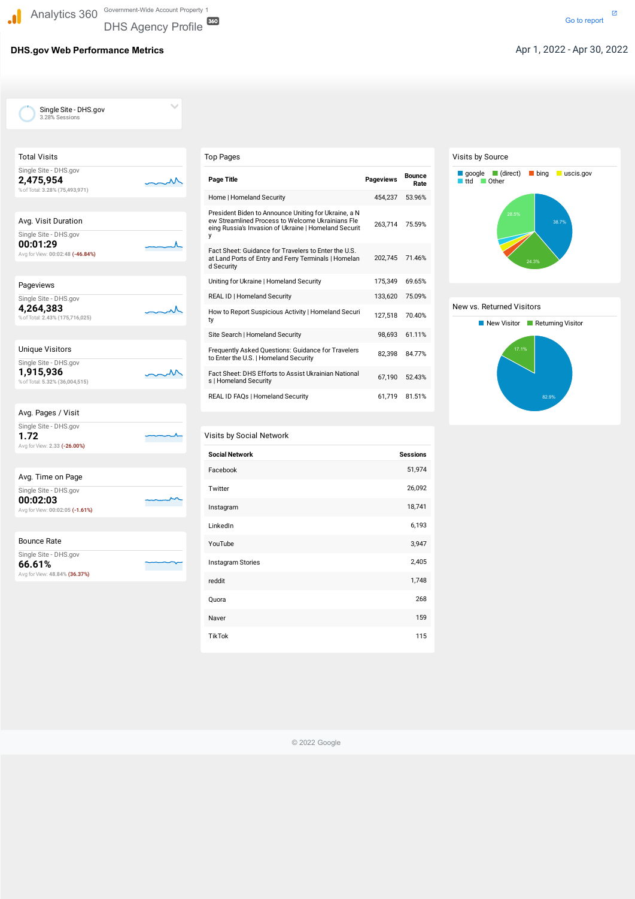Analytics 360 Government-Wide Account Property 1

# DHS Agency Profile

Go to report

## DHS.gov Web Performance Metrics

Apr 1, 2022 - Apr 30, 2022

Single Site - DHS.gov
3.28% Sessions

### Total Visits

Single Site - DHS.gov
**2,475,954**
% of Total: 3.28% (75,493,971)

### Avg. Visit Duration

Single Site - DHS.gov
**00:01:29**
Avg for View: 00:02:48 (-46.84%)

### Pageviews

Single Site - DHS.gov
**4,264,383**
% of Total: 2.43% (175,716,025)

### Unique Visitors

Single Site - DHS.gov
**1,915,936**
% of Total: 5.32% (36,004,515)

### Avg. Pages / Visit

Single Site - DHS.gov
**1.72**
Avg for View: 2.33 (-26.00%)

### Avg. Time on Page

Single Site - DHS.gov
**00:02:03**
Avg for View: 00:02:05 (-1.61%)

### Bounce Rate

Single Site - DHS.gov
**66.61%**
Avg for View: 48.84% (36.37%)

### Top Pages

| Page Title | Pageviews | Bounce Rate |
|---|---|---|
| Home \| Homeland Security | 454,237 | 53.96% |
| President Biden to Announce Uniting for Ukraine, a New Streamlined Process to Welcome Ukrainians Fleeing Russia's Invasion of Ukraine \| Homeland Security | 263,714 | 75.59% |
| Fact Sheet: Guidance for Travelers to Enter the U.S. at Land Ports of Entry and Ferry Terminals \| Homeland Security | 202,745 | 71.46% |
| Uniting for Ukraine \| Homeland Security | 175,349 | 69.65% |
| REAL ID \| Homeland Security | 133,620 | 75.09% |
| How to Report Suspicious Activity \| Homeland Security | 127,518 | 70.40% |
| Site Search \| Homeland Security | 98,693 | 61.11% |
| Frequently Asked Questions: Guidance for Travelers to Enter the U.S. \| Homeland Security | 82,398 | 84.77% |
| Fact Sheet: DHS Efforts to Assist Ukrainian Nationals \| Homeland Security | 67,190 | 52.43% |
| REAL ID FAQs \| Homeland Security | 61,719 | 81.51% |

### Visits by Social Network

| Social Network | Sessions |
|---|---|
| Facebook | 51,974 |
| Twitter | 26,092 |
| Instagram | 18,741 |
| LinkedIn | 6,193 |
| YouTube | 3,947 |
| Instagram Stories | 2,405 |
| reddit | 1,748 |
| Quora | 268 |
| Naver | 159 |
| TikTok | 115 |

### Visits by Source

google, (direct), bing, uscis.gov, ttd, Other

google: 38.7%; (direct): 24.3%; Other: 28.5%

### New vs. Returned Visitors

New Visitor: 82.9%; Returning Visitor: 17.1%

© 2022 Google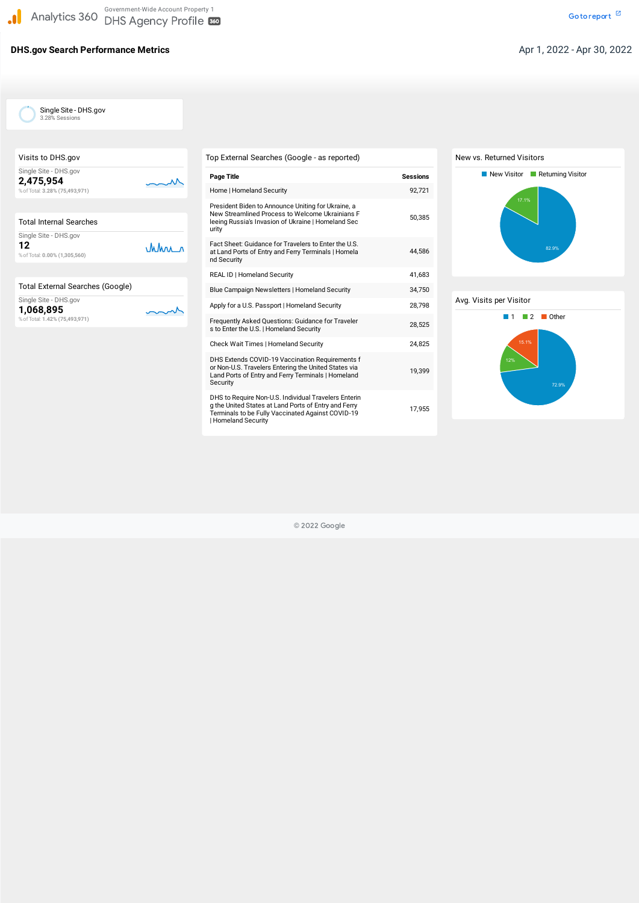Analytics 360 — Government-Wide Account Property 1 — DHS Agency Profile 360

Go to report

## DHS.gov Search Performance Metrics

Apr 1, 2022 - Apr 30, 2022

Single Site - DHS.gov
3.28% Sessions

### Visits to DHS.gov

Single Site - DHS.gov
**2,475,954**
% of Total: 3.28% (75,493,971)

### Total Internal Searches

Single Site - DHS.gov
**12**
% of Total: 0.00% (1,305,560)

### Total External Searches (Google)

Single Site - DHS.gov
**1,068,895**
% of Total: 1.42% (75,493,971)

### Top External Searches (Google - as reported)

| Page Title | Sessions |
|---|---|
| Home \| Homeland Security | 92,721 |
| President Biden to Announce Uniting for Ukraine, a New Streamlined Process to Welcome Ukrainians Fleeing Russia's Invasion of Ukraine \| Homeland Security | 50,385 |
| Fact Sheet: Guidance for Travelers to Enter the U.S. at Land Ports of Entry and Ferry Terminals \| Homeland Security | 44,586 |
| REAL ID \| Homeland Security | 41,683 |
| Blue Campaign Newsletters \| Homeland Security | 34,750 |
| Apply for a U.S. Passport \| Homeland Security | 28,798 |
| Frequently Asked Questions: Guidance for Travelers to Enter the U.S. \| Homeland Security | 28,525 |
| Check Wait Times \| Homeland Security | 24,825 |
| DHS Extends COVID-19 Vaccination Requirements for Non-U.S. Travelers Entering the United States via Land Ports of Entry and Ferry Terminals \| Homeland Security | 19,399 |
| DHS to Require Non-U.S. Individual Travelers Entering the United States at Land Ports of Entry and Ferry Terminals to be Fully Vaccinated Against COVID-19 \| Homeland Security | 17,955 |

### New vs. Returned Visitors

| Visitor Type | Share |
|---|---|
| New Visitor | 82.9% |
| Returning Visitor | 17.1% |

### Avg. Visits per Visitor

| Visits | Share |
|---|---|
| 1 | 72.9% |
| 2 | 12% |
| Other | 15.1% |

© 2022 Google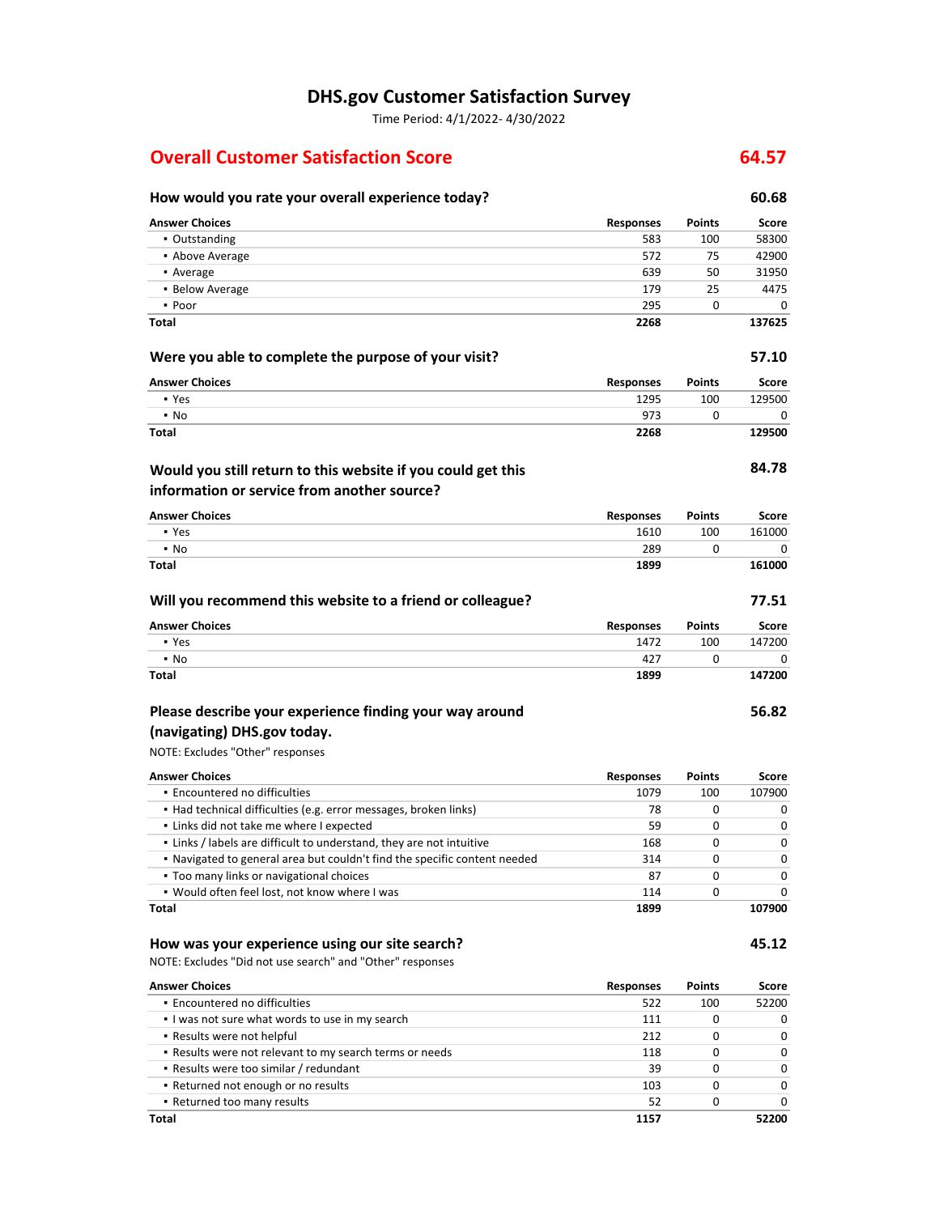# DHS.gov Customer Satisfaction Survey

Time Period: 4/1/2022- 4/30/2022

## Overall Customer Satisfaction Score 64.57

### How would you rate your overall experience today? 60.68

| Answer Choices | Responses | Points | Score |
|---|---|---|---|
| ▪ Outstanding | 583 | 100 | 58300 |
| ▪ Above Average | 572 | 75 | 42900 |
| ▪ Average | 639 | 50 | 31950 |
| ▪ Below Average | 179 | 25 | 4475 |
| ▪ Poor | 295 | 0 | 0 |
| **Total** | **2268** | | **137625** |

### Were you able to complete the purpose of your visit? 57.10

| Answer Choices | Responses | Points | Score |
|---|---|---|---|
| ▪ Yes | 1295 | 100 | 129500 |
| ▪ No | 973 | 0 | 0 |
| **Total** | **2268** | | **129500** |

### Would you still return to this website if you could get this information or service from another source? 84.78

| Answer Choices | Responses | Points | Score |
|---|---|---|---|
| ▪ Yes | 1610 | 100 | 161000 |
| ▪ No | 289 | 0 | 0 |
| **Total** | **1899** | | **161000** |

### Will you recommend this website to a friend or colleague? 77.51

| Answer Choices | Responses | Points | Score |
|---|---|---|---|
| ▪ Yes | 1472 | 100 | 147200 |
| ▪ No | 427 | 0 | 0 |
| **Total** | **1899** | | **147200** |

### Please describe your experience finding your way around (navigating) DHS.gov today. 56.82

NOTE: Excludes "Other" responses

| Answer Choices | Responses | Points | Score |
|---|---|---|---|
| ▪ Encountered no difficulties | 1079 | 100 | 107900 |
| ▪ Had technical difficulties (e.g. error messages, broken links) | 78 | 0 | 0 |
| ▪ Links did not take me where I expected | 59 | 0 | 0 |
| ▪ Links / labels are difficult to understand, they are not intuitive | 168 | 0 | 0 |
| ▪ Navigated to general area but couldn't find the specific content needed | 314 | 0 | 0 |
| ▪ Too many links or navigational choices | 87 | 0 | 0 |
| ▪ Would often feel lost, not know where I was | 114 | 0 | 0 |
| **Total** | **1899** | | **107900** |

### How was your experience using our site search? 45.12

NOTE: Excludes "Did not use search" and "Other" responses

| Answer Choices | Responses | Points | Score |
|---|---|---|---|
| ▪ Encountered no difficulties | 522 | 100 | 52200 |
| ▪ I was not sure what words to use in my search | 111 | 0 | 0 |
| ▪ Results were not helpful | 212 | 0 | 0 |
| ▪ Results were not relevant to my search terms or needs | 118 | 0 | 0 |
| ▪ Results were too similar / redundant | 39 | 0 | 0 |
| ▪ Returned not enough or no results | 103 | 0 | 0 |
| ▪ Returned too many results | 52 | 0 | 0 |
| **Total** | **1157** | | **52200** |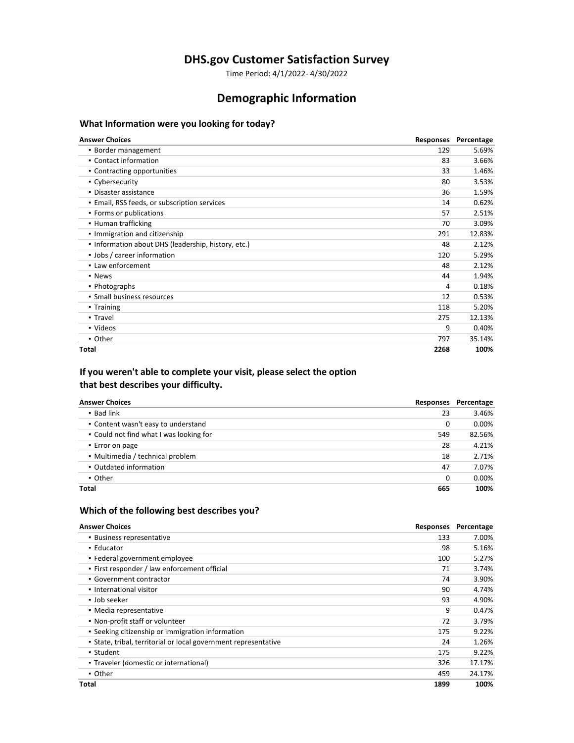# DHS.gov Customer Satisfaction Survey

Time Period: 4/1/2022- 4/30/2022

## Demographic Information

### What Information were you looking for today?

| Answer Choices | Responses | Percentage |
|---|---|---|
| ▪ Border management | 129 | 5.69% |
| ▪ Contact information | 83 | 3.66% |
| ▪ Contracting opportunities | 33 | 1.46% |
| ▪ Cybersecurity | 80 | 3.53% |
| ▪ Disaster assistance | 36 | 1.59% |
| ▪ Email, RSS feeds, or subscription services | 14 | 0.62% |
| ▪ Forms or publications | 57 | 2.51% |
| ▪ Human trafficking | 70 | 3.09% |
| ▪ Immigration and citizenship | 291 | 12.83% |
| ▪ Information about DHS (leadership, history, etc.) | 48 | 2.12% |
| ▪ Jobs / career information | 120 | 5.29% |
| ▪ Law enforcement | 48 | 2.12% |
| ▪ News | 44 | 1.94% |
| ▪ Photographs | 4 | 0.18% |
| ▪ Small business resources | 12 | 0.53% |
| ▪ Training | 118 | 5.20% |
| ▪ Travel | 275 | 12.13% |
| ▪ Videos | 9 | 0.40% |
| ▪ Other | 797 | 35.14% |
| **Total** | **2268** | **100%** |

### If you weren't able to complete your visit, please select the option that best describes your difficulty.

| Answer Choices | Responses | Percentage |
|---|---|---|
| ▪ Bad link | 23 | 3.46% |
| ▪ Content wasn't easy to understand | 0 | 0.00% |
| ▪ Could not find what I was looking for | 549 | 82.56% |
| ▪ Error on page | 28 | 4.21% |
| ▪ Multimedia / technical problem | 18 | 2.71% |
| ▪ Outdated information | 47 | 7.07% |
| ▪ Other | 0 | 0.00% |
| **Total** | **665** | **100%** |

### Which of the following best describes you?

| Answer Choices | Responses | Percentage |
|---|---|---|
| ▪ Business representative | 133 | 7.00% |
| ▪ Educator | 98 | 5.16% |
| ▪ Federal government employee | 100 | 5.27% |
| ▪ First responder / law enforcement official | 71 | 3.74% |
| ▪ Government contractor | 74 | 3.90% |
| ▪ International visitor | 90 | 4.74% |
| ▪ Job seeker | 93 | 4.90% |
| ▪ Media representative | 9 | 0.47% |
| ▪ Non-profit staff or volunteer | 72 | 3.79% |
| ▪ Seeking citizenship or immigration information | 175 | 9.22% |
| ▪ State, tribal, territorial or local government representative | 24 | 1.26% |
| ▪ Student | 175 | 9.22% |
| ▪ Traveler (domestic or international) | 326 | 17.17% |
| ▪ Other | 459 | 24.17% |
| **Total** | **1899** | **100%** |